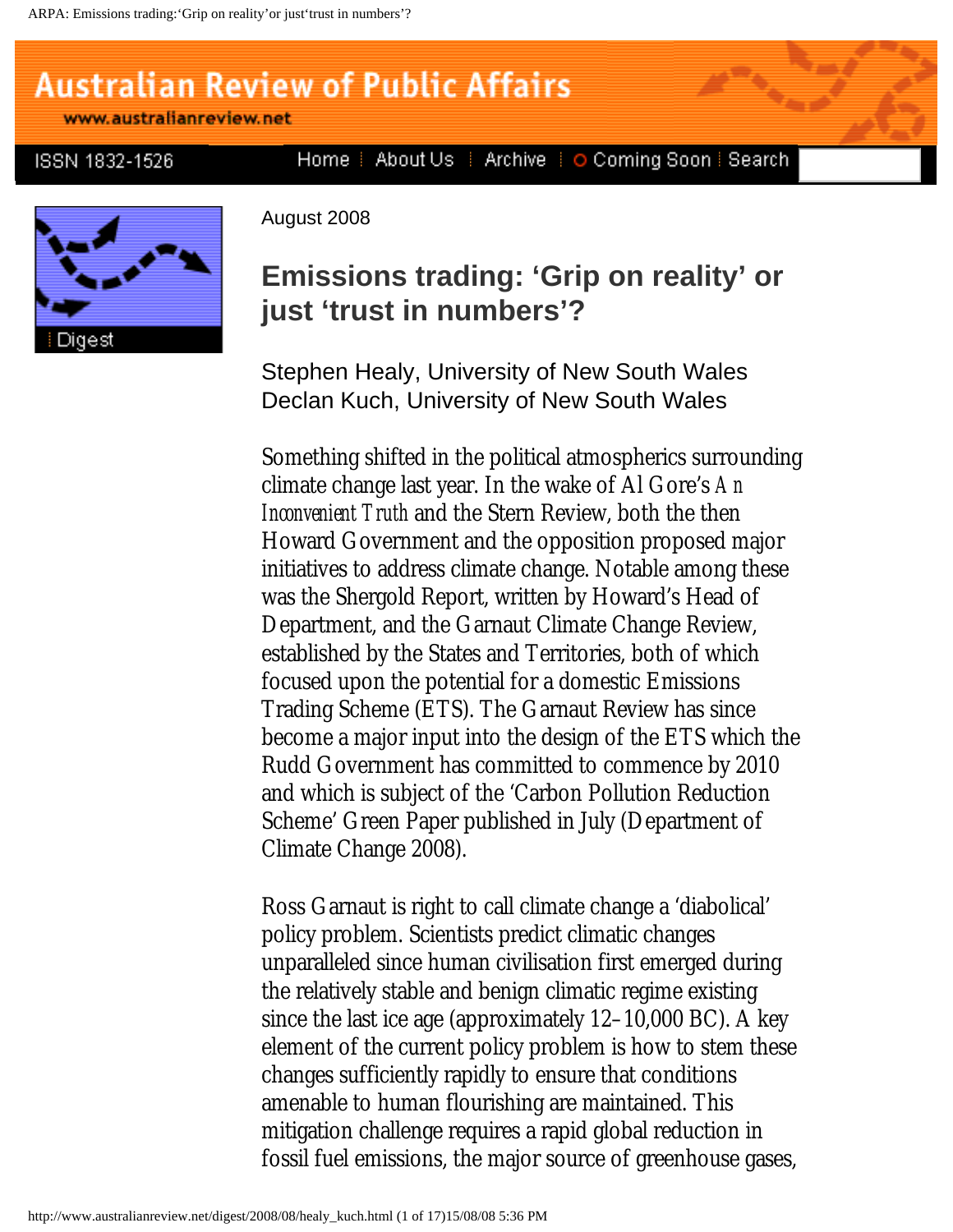August 2008

# Emissions trading: 'Grip on reality' or just 'trust in numbers'?

Stephen Healy, University of New South Wales
Declan Kuch, University of New South Wales

Something shifted in the political atmospherics surrounding climate change last year. In the wake of Al Gore's *An Inconvenient Truth* and the Stern Review, both the then Howard Government and the opposition proposed major initiatives to address climate change. Notable among these was the Shergold Report, written by Howard's Head of Department, and the Garnaut Climate Change Review, established by the States and Territories, both of which focused upon the potential for a domestic Emissions Trading Scheme (ETS). The Garnaut Review has since become a major input into the design of the ETS which the Rudd Government has committed to commence by 2010 and which is subject of the 'Carbon Pollution Reduction Scheme' Green Paper published in July (Department of Climate Change 2008).

Ross Garnaut is right to call climate change a 'diabolical' policy problem. Scientists predict climatic changes unparalleled since human civilisation first emerged during the relatively stable and benign climatic regime existing since the last ice age (approximately 12–10,000 BC). A key element of the current policy problem is how to stem these changes sufficiently rapidly to ensure that conditions amenable to human flourishing are maintained. This mitigation challenge requires a rapid global reduction in fossil fuel emissions, the major source of greenhouse gases,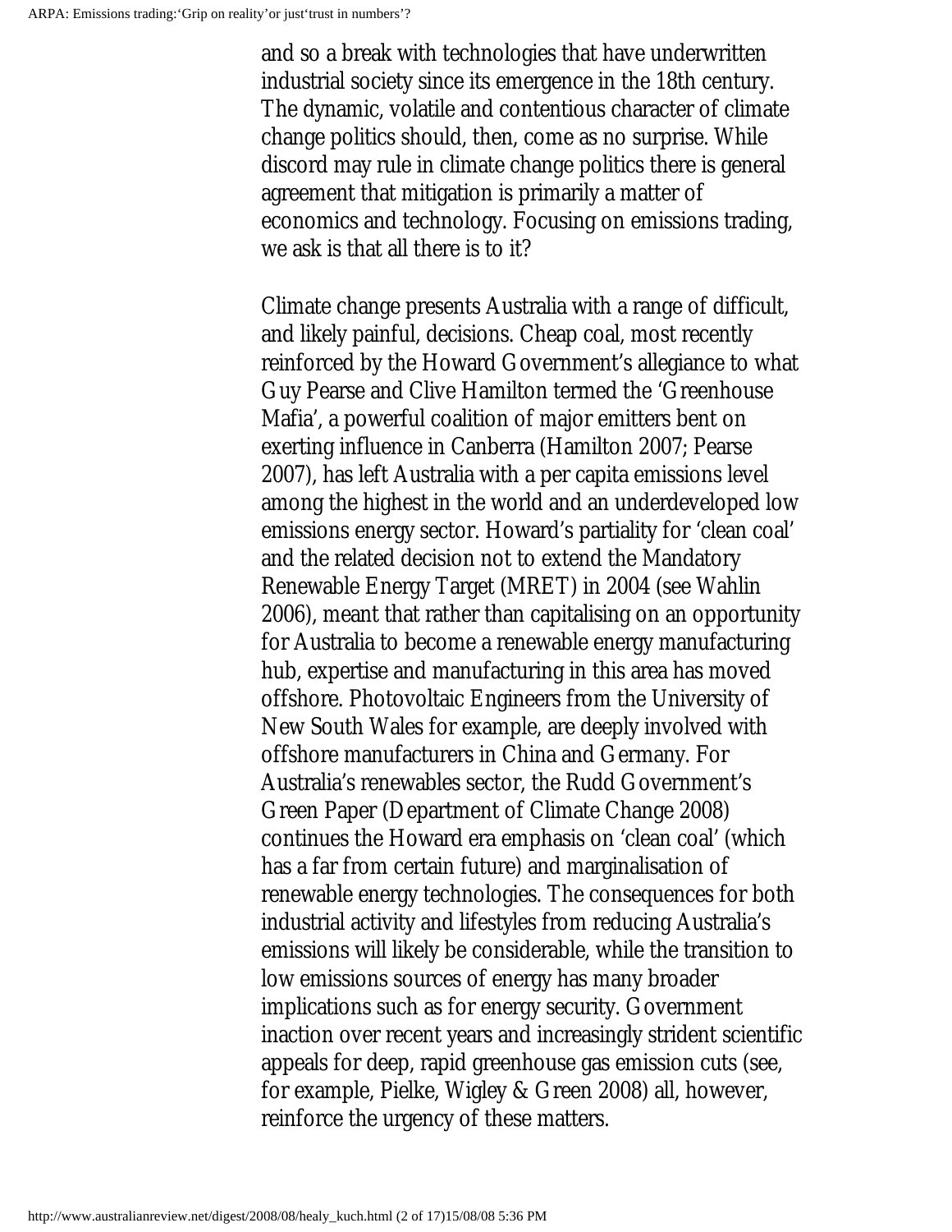and so a break with technologies that have underwritten industrial society since its emergence in the 18th century. The dynamic, volatile and contentious character of climate change politics should, then, come as no surprise. While discord may rule in climate change politics there is general agreement that mitigation is primarily a matter of economics and technology. Focusing on emissions trading, we ask is that all there is to it?

Climate change presents Australia with a range of difficult, and likely painful, decisions. Cheap coal, most recently reinforced by the Howard Government's allegiance to what Guy Pearse and Clive Hamilton termed the 'Greenhouse Mafia', a powerful coalition of major emitters bent on exerting influence in Canberra (Hamilton 2007; Pearse 2007), has left Australia with a per capita emissions level among the highest in the world and an underdeveloped low emissions energy sector. Howard's partiality for 'clean coal' and the related decision not to extend the Mandatory Renewable Energy Target (MRET) in 2004 (see Wahlin 2006), meant that rather than capitalising on an opportunity for Australia to become a renewable energy manufacturing hub, expertise and manufacturing in this area has moved offshore. Photovoltaic Engineers from the University of New South Wales for example, are deeply involved with offshore manufacturers in China and Germany. For Australia's renewables sector, the Rudd Government's Green Paper (Department of Climate Change 2008) continues the Howard era emphasis on 'clean coal' (which has a far from certain future) and marginalisation of renewable energy technologies. The consequences for both industrial activity and lifestyles from reducing Australia's emissions will likely be considerable, while the transition to low emissions sources of energy has many broader implications such as for energy security. Government inaction over recent years and increasingly strident scientific appeals for deep, rapid greenhouse gas emission cuts (see, for example, Pielke, Wigley & Green 2008) all, however, reinforce the urgency of these matters.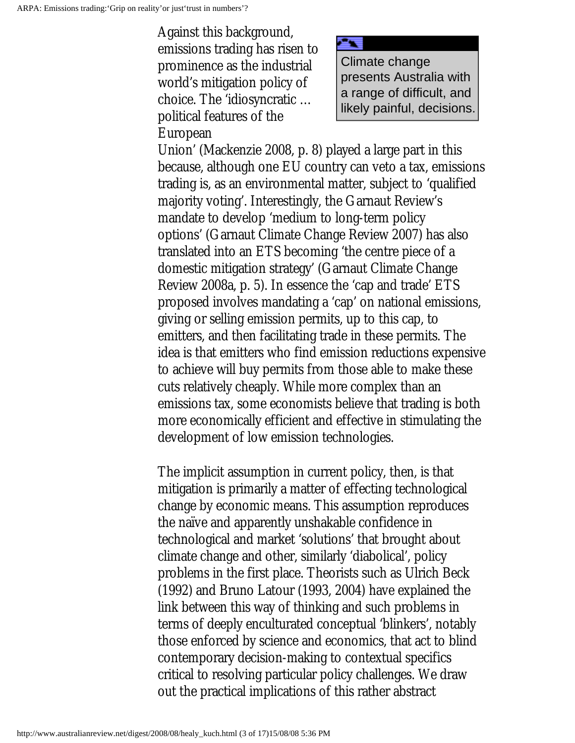Against this background, emissions trading has risen to prominence as the industrial world's mitigation policy of choice. The 'idiosyncratic … political features of the European Union' (Mackenzie 2008, p. 8) played a large part in this because, although one EU country can veto a tax, emissions trading is, as an environmental matter, subject to 'qualified majority voting'. Interestingly, the Garnaut Review's mandate to develop 'medium to long-term policy options' (Garnaut Climate Change Review 2007) has also translated into an ETS becoming 'the centre piece of a domestic mitigation strategy' (Garnaut Climate Change Review 2008a, p. 5). In essence the 'cap and trade' ETS proposed involves mandating a 'cap' on national emissions, giving or selling emission permits, up to this cap, to emitters, and then facilitating trade in these permits. The idea is that emitters who find emission reductions expensive to achieve will buy permits from those able to make these cuts relatively cheaply. While more complex than an emissions tax, some economists believe that trading is both more economically efficient and effective in stimulating the development of low emission technologies.

> Climate change presents Australia with a range of difficult, and likely painful, decisions.

The implicit assumption in current policy, then, is that mitigation is primarily a matter of effecting technological change by economic means. This assumption reproduces the naïve and apparently unshakable confidence in technological and market 'solutions' that brought about climate change and other, similarly 'diabolical', policy problems in the first place. Theorists such as Ulrich Beck (1992) and Bruno Latour (1993, 2004) have explained the link between this way of thinking and such problems in terms of deeply enculturated conceptual 'blinkers', notably those enforced by science and economics, that act to blind contemporary decision-making to contextual specifics critical to resolving particular policy challenges. We draw out the practical implications of this rather abstract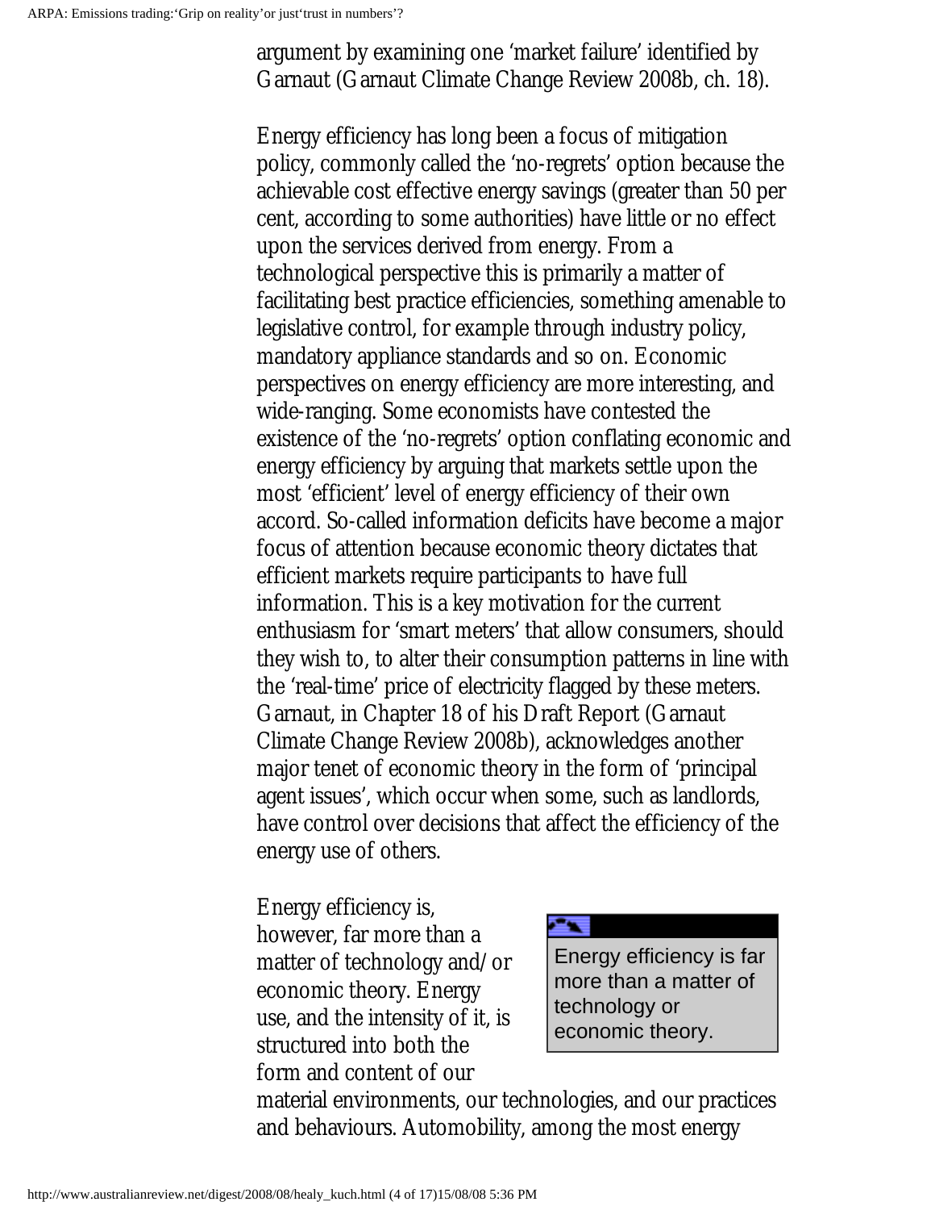argument by examining one 'market failure' identified by Garnaut (Garnaut Climate Change Review 2008b, ch. 18).

Energy efficiency has long been a focus of mitigation policy, commonly called the 'no-regrets' option because the achievable cost effective energy savings (greater than 50 per cent, according to some authorities) have little or no effect upon the services derived from energy. From a technological perspective this is primarily a matter of facilitating best practice efficiencies, something amenable to legislative control, for example through industry policy, mandatory appliance standards and so on. Economic perspectives on energy efficiency are more interesting, and wide-ranging. Some economists have contested the existence of the 'no-regrets' option conflating economic and energy efficiency by arguing that markets settle upon the most 'efficient' level of energy efficiency of their own accord. So-called information deficits have become a major focus of attention because economic theory dictates that efficient markets require participants to have full information. This is a key motivation for the current enthusiasm for 'smart meters' that allow consumers, should they wish to, to alter their consumption patterns in line with the 'real-time' price of electricity flagged by these meters. Garnaut, in Chapter 18 of his Draft Report (Garnaut Climate Change Review 2008b), acknowledges another major tenet of economic theory in the form of 'principal agent issues', which occur when some, such as landlords, have control over decisions that affect the efficiency of the energy use of others.

> Energy efficiency is far more than a matter of technology or economic theory.

Energy efficiency is, however, far more than a matter of technology and/or economic theory. Energy use, and the intensity of it, is structured into both the form and content of our material environments, our technologies, and our practices and behaviours. Automobility, among the most energy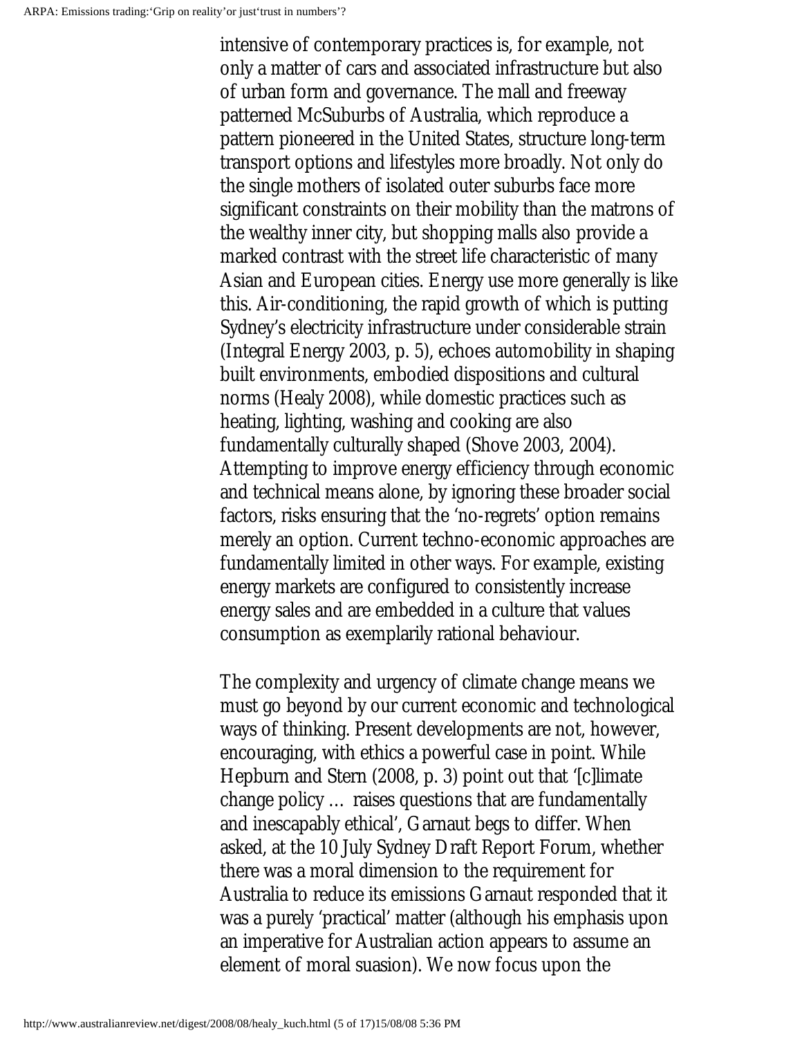intensive of contemporary practices is, for example, not only a matter of cars and associated infrastructure but also of urban form and governance. The mall and freeway patterned McSuburbs of Australia, which reproduce a pattern pioneered in the United States, structure long-term transport options and lifestyles more broadly. Not only do the single mothers of isolated outer suburbs face more significant constraints on their mobility than the matrons of the wealthy inner city, but shopping malls also provide a marked contrast with the street life characteristic of many Asian and European cities. Energy use more generally is like this. Air-conditioning, the rapid growth of which is putting Sydney's electricity infrastructure under considerable strain (Integral Energy 2003, p. 5), echoes automobility in shaping built environments, embodied dispositions and cultural norms (Healy 2008), while domestic practices such as heating, lighting, washing and cooking are also fundamentally culturally shaped (Shove 2003, 2004). Attempting to improve energy efficiency through economic and technical means alone, by ignoring these broader social factors, risks ensuring that the 'no-regrets' option remains merely an option. Current techno-economic approaches are fundamentally limited in other ways. For example, existing energy markets are configured to consistently increase energy sales and are embedded in a culture that values consumption as exemplarily rational behaviour.

The complexity and urgency of climate change means we must go beyond by our current economic and technological ways of thinking. Present developments are not, however, encouraging, with ethics a powerful case in point. While Hepburn and Stern (2008, p. 3) point out that '[c]limate change policy … raises questions that are fundamentally and inescapably ethical', Garnaut begs to differ. When asked, at the 10 July Sydney Draft Report Forum, whether there was a moral dimension to the requirement for Australia to reduce its emissions Garnaut responded that it was a purely 'practical' matter (although his emphasis upon an imperative for Australian action appears to assume an element of moral suasion). We now focus upon the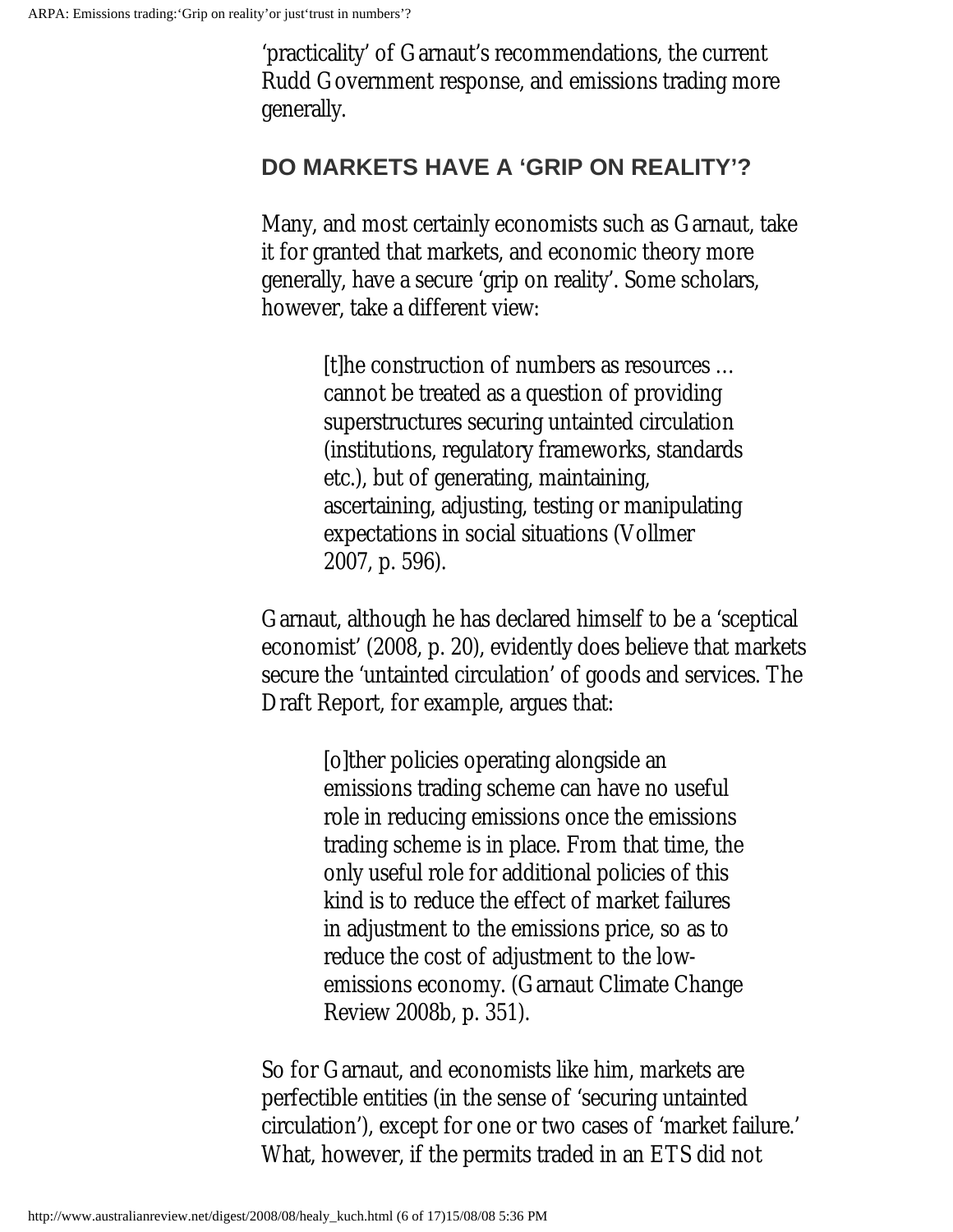'practicality' of Garnaut's recommendations, the current Rudd Government response, and emissions trading more generally.

## DO MARKETS HAVE A 'GRIP ON REALITY'?

Many, and most certainly economists such as Garnaut, take it for granted that markets, and economic theory more generally, have a secure 'grip on reality'. Some scholars, however, take a different view:

> [t]he construction of numbers as resources … cannot be treated as a question of providing superstructures securing untainted circulation (institutions, regulatory frameworks, standards etc.), but of generating, maintaining, ascertaining, adjusting, testing or manipulating expectations in social situations (Vollmer 2007, p. 596).

Garnaut, although he has declared himself to be a 'sceptical economist' (2008, p. 20), evidently does believe that markets secure the 'untainted circulation' of goods and services. The Draft Report, for example, argues that:

> [o]ther policies operating alongside an emissions trading scheme can have no useful role in reducing emissions once the emissions trading scheme is in place. From that time, the only useful role for additional policies of this kind is to reduce the effect of market failures in adjustment to the emissions price, so as to reduce the cost of adjustment to the low-emissions economy. (Garnaut Climate Change Review 2008b, p. 351).

So for Garnaut, and economists like him, markets are perfectible entities (in the sense of 'securing untainted circulation'), except for one or two cases of 'market failure.' What, however, if the permits traded in an ETS did not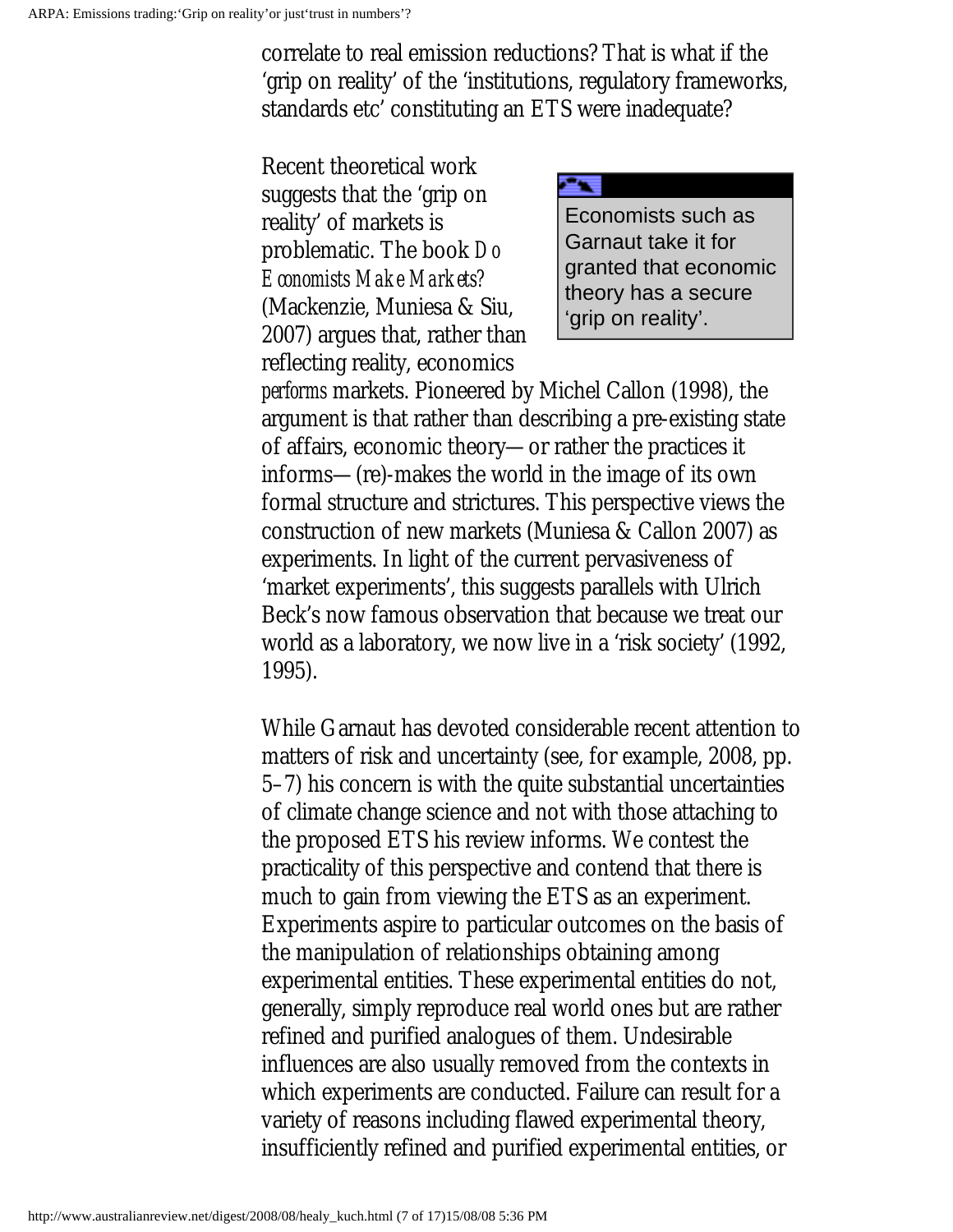correlate to real emission reductions? That is what if the 'grip on reality' of the 'institutions, regulatory frameworks, standards etc' constituting an ETS were inadequate?

Recent theoretical work suggests that the 'grip on reality' of markets is problematic. The book *Do Economists Make Markets?* (Mackenzie, Muniesa & Siu, 2007) argues that, rather than reflecting reality, economics *performs* markets. Pioneered by Michel Callon (1998), the argument is that rather than describing a pre-existing state of affairs, economic theory—or rather the practices it informs—(re)-makes the world in the image of its own formal structure and strictures. This perspective views the construction of new markets (Muniesa & Callon 2007) as experiments. In light of the current pervasiveness of 'market experiments', this suggests parallels with Ulrich Beck's now famous observation that because we treat our world as a laboratory, we now live in a 'risk society' (1992, 1995).

> Economists such as Garnaut take it for granted that economic theory has a secure 'grip on reality'.

While Garnaut has devoted considerable recent attention to matters of risk and uncertainty (see, for example, 2008, pp. 5–7) his concern is with the quite substantial uncertainties of climate change science and not with those attaching to the proposed ETS his review informs. We contest the practicality of this perspective and contend that there is much to gain from viewing the ETS as an experiment. Experiments aspire to particular outcomes on the basis of the manipulation of relationships obtaining among experimental entities. These experimental entities do not, generally, simply reproduce real world ones but are rather refined and purified analogues of them. Undesirable influences are also usually removed from the contexts in which experiments are conducted. Failure can result for a variety of reasons including flawed experimental theory, insufficiently refined and purified experimental entities, or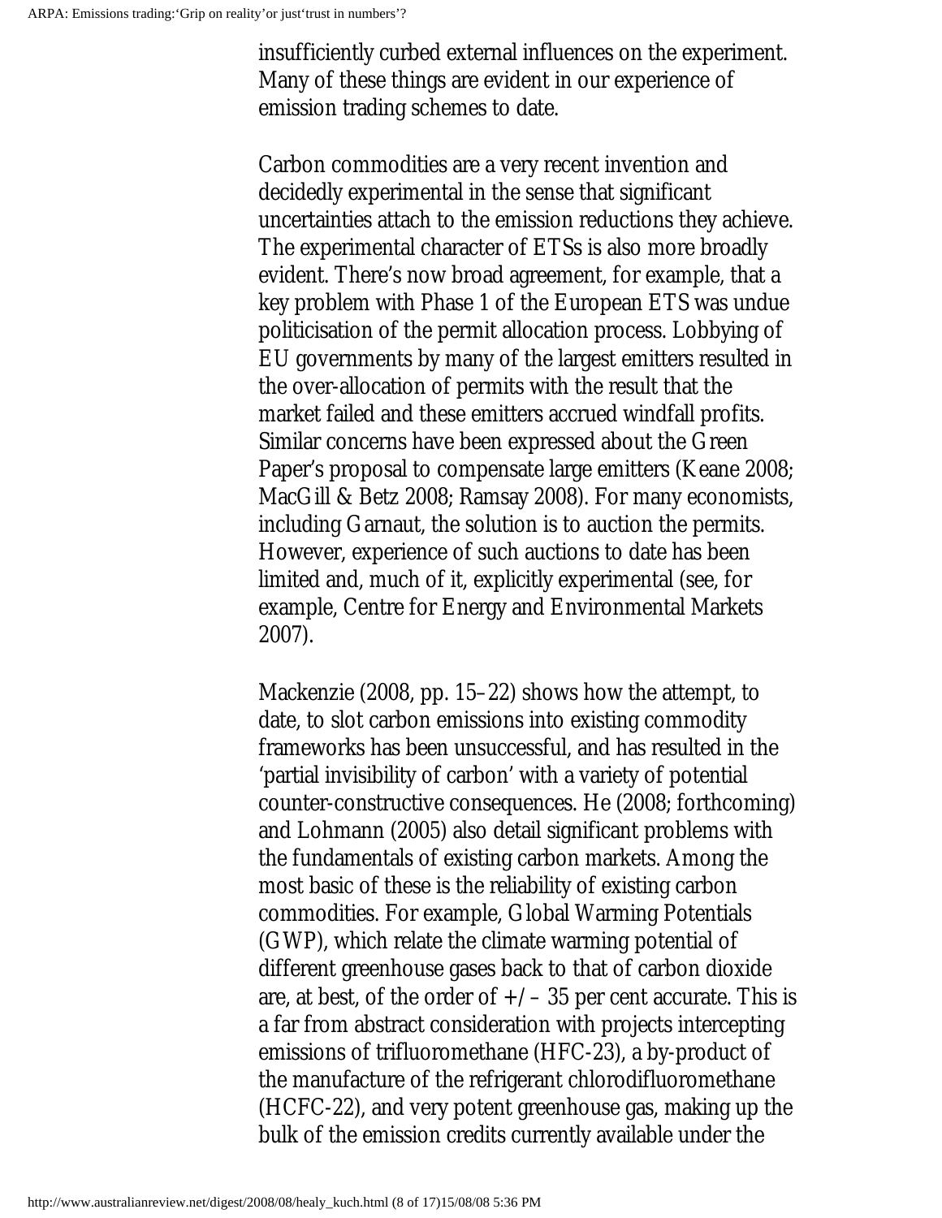insufficiently curbed external influences on the experiment. Many of these things are evident in our experience of emission trading schemes to date.

Carbon commodities are a very recent invention and decidedly experimental in the sense that significant uncertainties attach to the emission reductions they achieve. The experimental character of ETSs is also more broadly evident. There's now broad agreement, for example, that a key problem with Phase 1 of the European ETS was undue politicisation of the permit allocation process. Lobbying of EU governments by many of the largest emitters resulted in the over-allocation of permits with the result that the market failed and these emitters accrued windfall profits. Similar concerns have been expressed about the Green Paper's proposal to compensate large emitters (Keane 2008; MacGill & Betz 2008; Ramsay 2008). For many economists, including Garnaut, the solution is to auction the permits. However, experience of such auctions to date has been limited and, much of it, explicitly experimental (see, for example, Centre for Energy and Environmental Markets 2007).

Mackenzie (2008, pp. 15–22) shows how the attempt, to date, to slot carbon emissions into existing commodity frameworks has been unsuccessful, and has resulted in the 'partial invisibility of carbon' with a variety of potential counter-constructive consequences. He (2008; forthcoming) and Lohmann (2005) also detail significant problems with the fundamentals of existing carbon markets. Among the most basic of these is the reliability of existing carbon commodities. For example, Global Warming Potentials (GWP), which relate the climate warming potential of different greenhouse gases back to that of carbon dioxide are, at best, of the order of +/– 35 per cent accurate. This is a far from abstract consideration with projects intercepting emissions of trifluoromethane (HFC-23), a by-product of the manufacture of the refrigerant chlorodifluoromethane (HCFC-22), and very potent greenhouse gas, making up the bulk of the emission credits currently available under the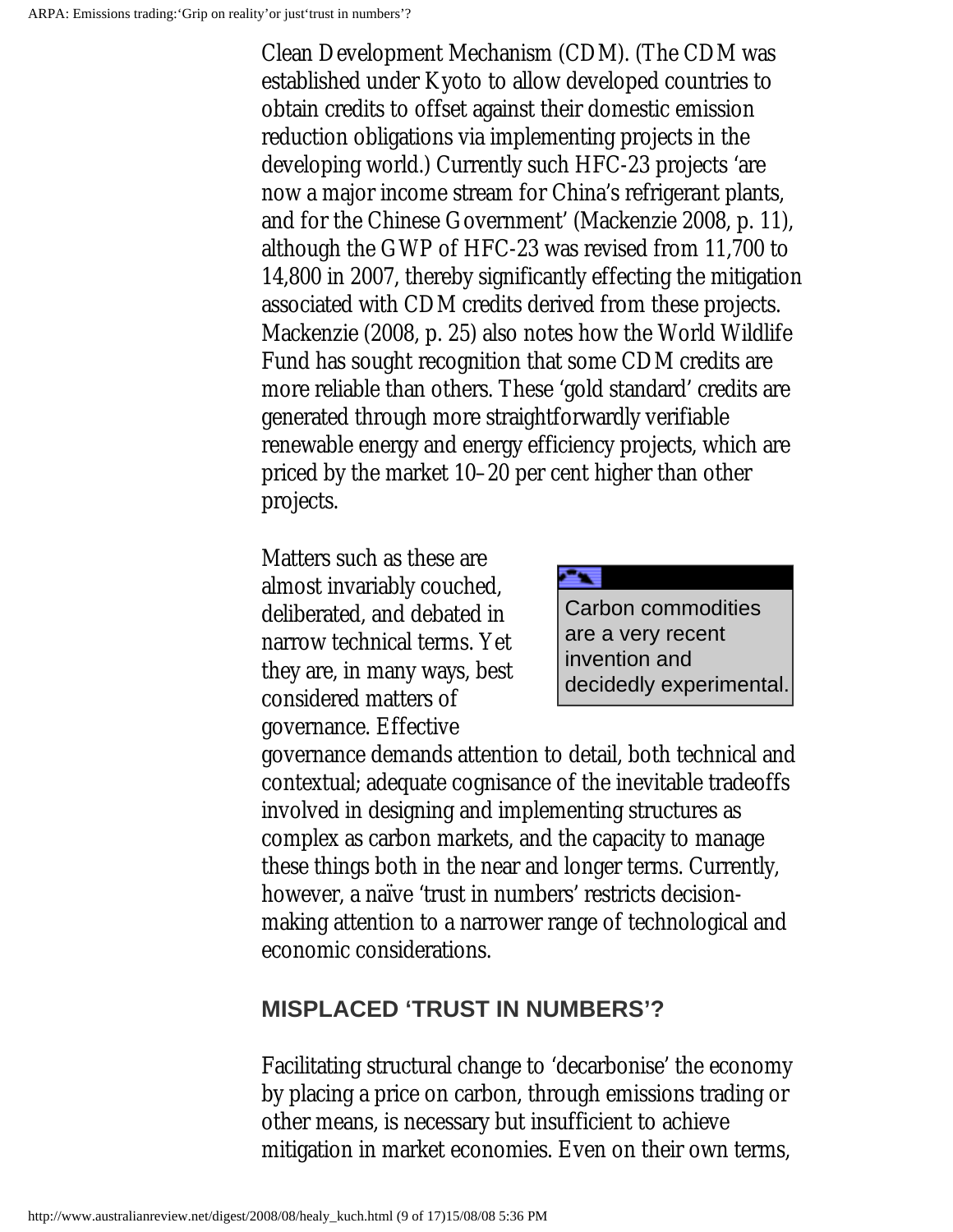Clean Development Mechanism (CDM). (The CDM was established under Kyoto to allow developed countries to obtain credits to offset against their domestic emission reduction obligations via implementing projects in the developing world.) Currently such HFC-23 projects 'are now a major income stream for China's refrigerant plants, and for the Chinese Government' (Mackenzie 2008, p. 11), although the GWP of HFC-23 was revised from 11,700 to 14,800 in 2007, thereby significantly effecting the mitigation associated with CDM credits derived from these projects. Mackenzie (2008, p. 25) also notes how the World Wildlife Fund has sought recognition that some CDM credits are more reliable than others. These 'gold standard' credits are generated through more straightforwardly verifiable renewable energy and energy efficiency projects, which are priced by the market 10–20 per cent higher than other projects.

> Carbon commodities are a very recent invention and decidedly experimental.

Matters such as these are almost invariably couched, deliberated, and debated in narrow technical terms. Yet they are, in many ways, best considered matters of governance. Effective governance demands attention to detail, both technical and contextual; adequate cognisance of the inevitable tradeoffs involved in designing and implementing structures as complex as carbon markets, and the capacity to manage these things both in the near and longer terms. Currently, however, a naïve 'trust in numbers' restricts decision-making attention to a narrower range of technological and economic considerations.

## MISPLACED 'TRUST IN NUMBERS'?

Facilitating structural change to 'decarbonise' the economy by placing a price on carbon, through emissions trading or other means, is necessary but insufficient to achieve mitigation in market economies. Even on their own terms,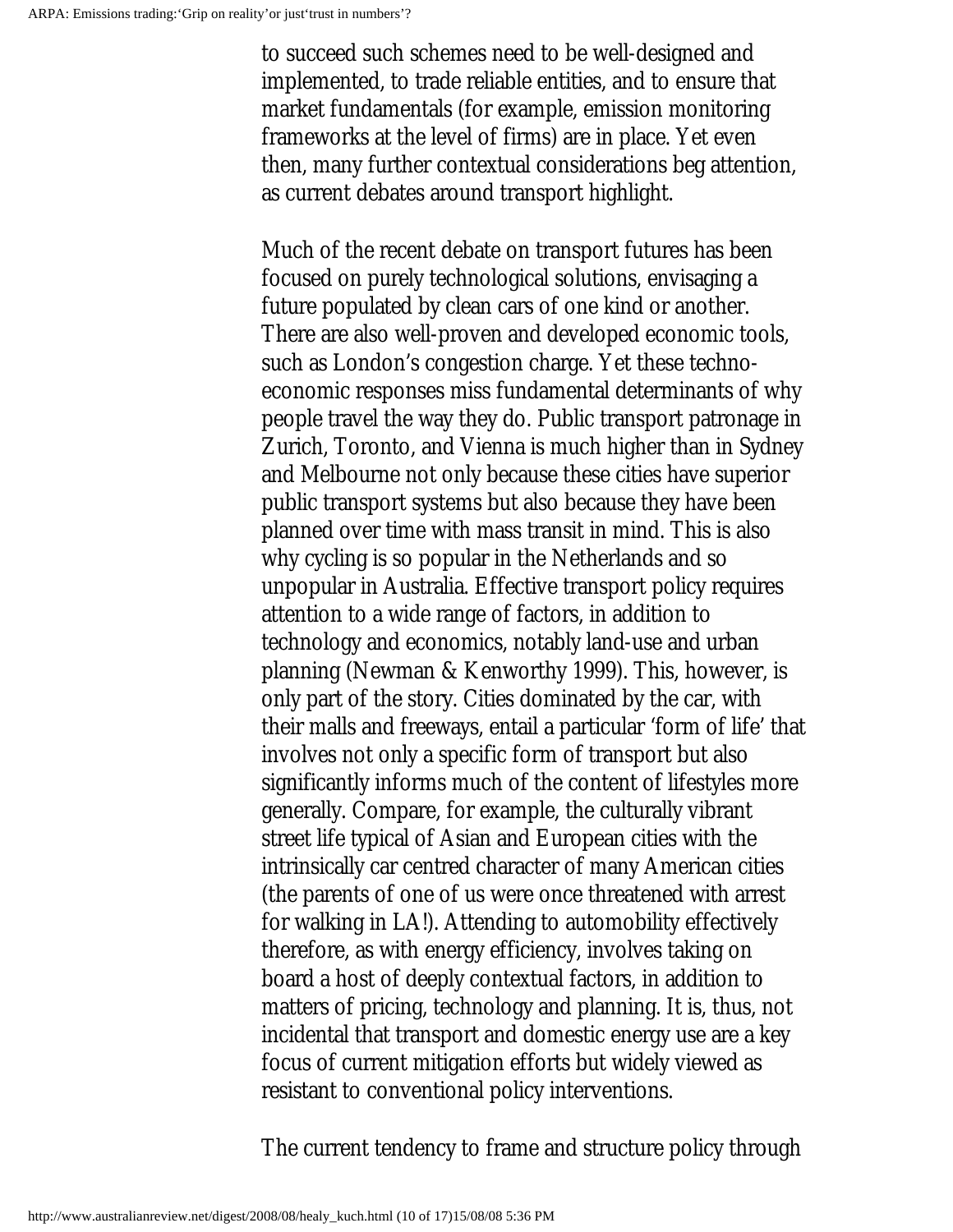to succeed such schemes need to be well-designed and implemented, to trade reliable entities, and to ensure that market fundamentals (for example, emission monitoring frameworks at the level of firms) are in place. Yet even then, many further contextual considerations beg attention, as current debates around transport highlight.

Much of the recent debate on transport futures has been focused on purely technological solutions, envisaging a future populated by clean cars of one kind or another. There are also well-proven and developed economic tools, such as London's congestion charge. Yet these techno-economic responses miss fundamental determinants of why people travel the way they do. Public transport patronage in Zurich, Toronto, and Vienna is much higher than in Sydney and Melbourne not only because these cities have superior public transport systems but also because they have been planned over time with mass transit in mind. This is also why cycling is so popular in the Netherlands and so unpopular in Australia. Effective transport policy requires attention to a wide range of factors, in addition to technology and economics, notably land-use and urban planning (Newman & Kenworthy 1999). This, however, is only part of the story. Cities dominated by the car, with their malls and freeways, entail a particular 'form of life' that involves not only a specific form of transport but also significantly informs much of the content of lifestyles more generally. Compare, for example, the culturally vibrant street life typical of Asian and European cities with the intrinsically car centred character of many American cities (the parents of one of us were once threatened with arrest for walking in LA!). Attending to automobility effectively therefore, as with energy efficiency, involves taking on board a host of deeply contextual factors, in addition to matters of pricing, technology and planning. It is, thus, not incidental that transport and domestic energy use are a key focus of current mitigation efforts but widely viewed as resistant to conventional policy interventions.

The current tendency to frame and structure policy through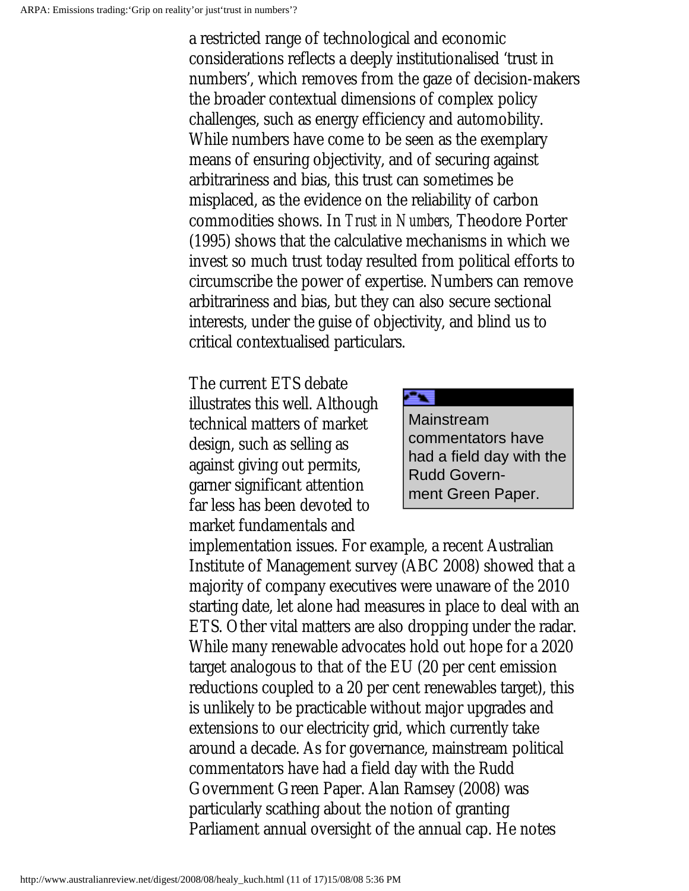a restricted range of technological and economic considerations reflects a deeply institutionalised 'trust in numbers', which removes from the gaze of decision-makers the broader contextual dimensions of complex policy challenges, such as energy efficiency and automobility. While numbers have come to be seen as the exemplary means of ensuring objectivity, and of securing against arbitrariness and bias, this trust can sometimes be misplaced, as the evidence on the reliability of carbon commodities shows. In *Trust in Numbers*, Theodore Porter (1995) shows that the calculative mechanisms in which we invest so much trust today resulted from political efforts to circumscribe the power of expertise. Numbers can remove arbitrariness and bias, but they can also secure sectional interests, under the guise of objectivity, and blind us to critical contextualised particulars.

> Mainstream commentators have had a field day with the Rudd Government Green Paper.

The current ETS debate illustrates this well. Although technical matters of market design, such as selling as against giving out permits, garner significant attention far less has been devoted to market fundamentals and implementation issues. For example, a recent Australian Institute of Management survey (ABC 2008) showed that a majority of company executives were unaware of the 2010 starting date, let alone had measures in place to deal with an ETS. Other vital matters are also dropping under the radar. While many renewable advocates hold out hope for a 2020 target analogous to that of the EU (20 per cent emission reductions coupled to a 20 per cent renewables target), this is unlikely to be practicable without major upgrades and extensions to our electricity grid, which currently take around a decade. As for governance, mainstream political commentators have had a field day with the Rudd Government Green Paper. Alan Ramsey (2008) was particularly scathing about the notion of granting Parliament annual oversight of the annual cap. He notes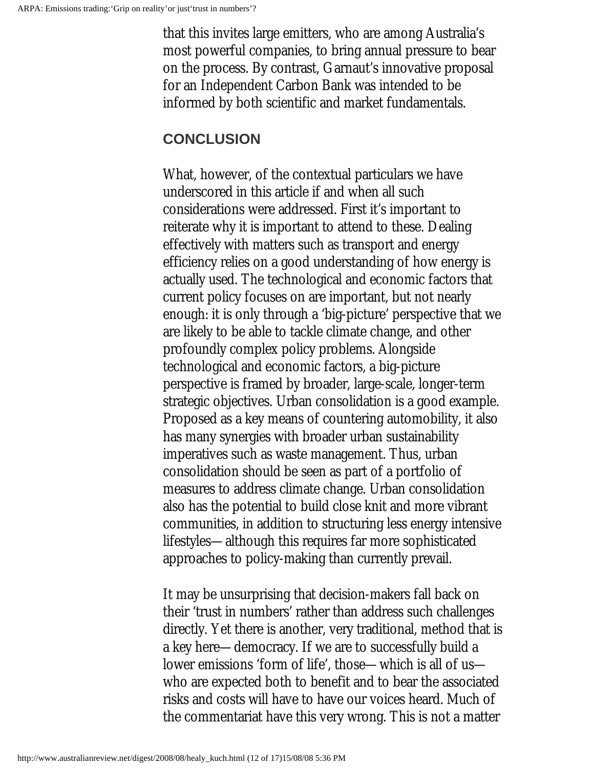that this invites large emitters, who are among Australia's most powerful companies, to bring annual pressure to bear on the process. By contrast, Garnaut's innovative proposal for an Independent Carbon Bank was intended to be informed by both scientific and market fundamentals.

## CONCLUSION

What, however, of the contextual particulars we have underscored in this article if and when all such considerations were addressed. First it's important to reiterate why it is important to attend to these. Dealing effectively with matters such as transport and energy efficiency relies on a good understanding of how energy is actually used. The technological and economic factors that current policy focuses on are important, but not nearly enough: it is only through a 'big-picture' perspective that we are likely to be able to tackle climate change, and other profoundly complex policy problems. Alongside technological and economic factors, a big-picture perspective is framed by broader, large-scale, longer-term strategic objectives. Urban consolidation is a good example. Proposed as a key means of countering automobility, it also has many synergies with broader urban sustainability imperatives such as waste management. Thus, urban consolidation should be seen as part of a portfolio of measures to address climate change. Urban consolidation also has the potential to build close knit and more vibrant communities, in addition to structuring less energy intensive lifestyles—although this requires far more sophisticated approaches to policy-making than currently prevail.

It may be unsurprising that decision-makers fall back on their 'trust in numbers' rather than address such challenges directly. Yet there is another, very traditional, method that is a key here—democracy. If we are to successfully build a lower emissions 'form of life', those—which is all of us—who are expected both to benefit and to bear the associated risks and costs will have to have our voices heard. Much of the commentariat have this very wrong. This is not a matter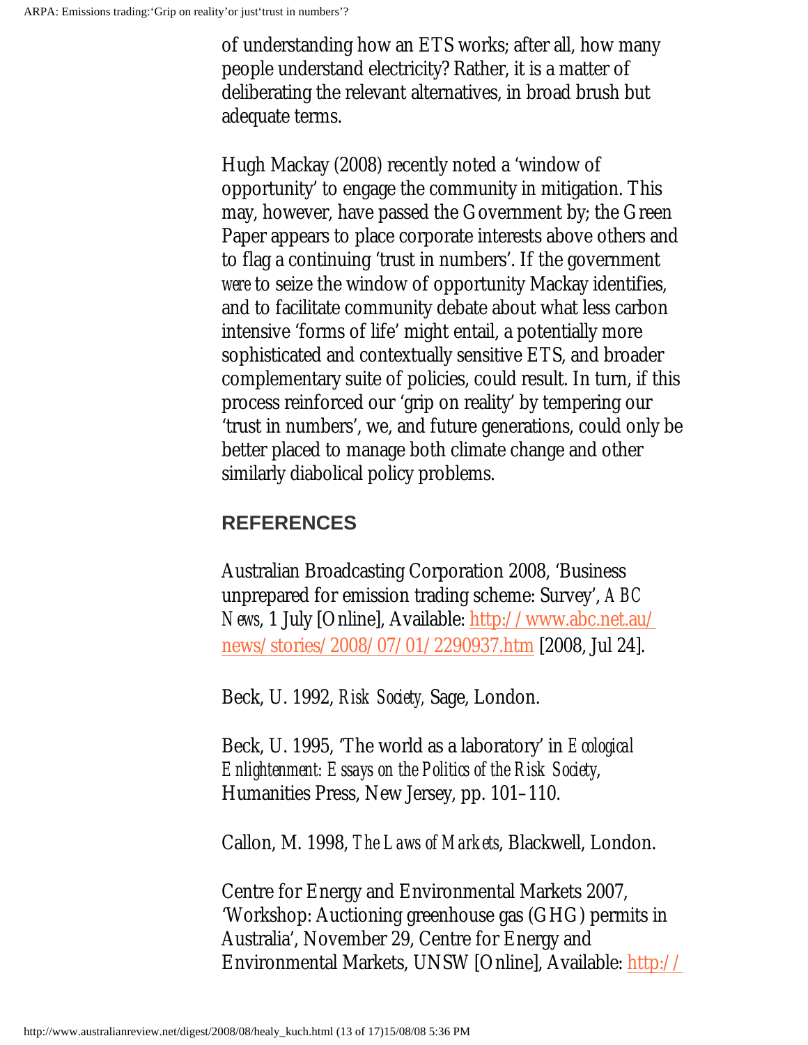of understanding how an ETS works; after all, how many people understand electricity? Rather, it is a matter of deliberating the relevant alternatives, in broad brush but adequate terms.

Hugh Mackay (2008) recently noted a 'window of opportunity' to engage the community in mitigation. This may, however, have passed the Government by; the Green Paper appears to place corporate interests above others and to flag a continuing 'trust in numbers'. If the government *were* to seize the window of opportunity Mackay identifies, and to facilitate community debate about what less carbon intensive 'forms of life' might entail, a potentially more sophisticated and contextually sensitive ETS, and broader complementary suite of policies, could result. In turn, if this process reinforced our 'grip on reality' by tempering our 'trust in numbers', we, and future generations, could only be better placed to manage both climate change and other similarly diabolical policy problems.

## REFERENCES

Australian Broadcasting Corporation 2008, 'Business unprepared for emission trading scheme: Survey', *ABC News*, 1 July [Online], Available: http://www.abc.net.au/news/stories/2008/07/01/2290937.htm [2008, Jul 24].

Beck, U. 1992, *Risk Society,* Sage, London.

Beck, U. 1995, 'The world as a laboratory' in *Ecological Enlightenment: Essays on the Politics of the Risk Society*, Humanities Press, New Jersey, pp. 101–110.

Callon, M. 1998, *The Laws of Markets*, Blackwell, London.

Centre for Energy and Environmental Markets 2007, 'Workshop: Auctioning greenhouse gas (GHG) permits in Australia', November 29, Centre for Energy and Environmental Markets, UNSW [Online], Available: http://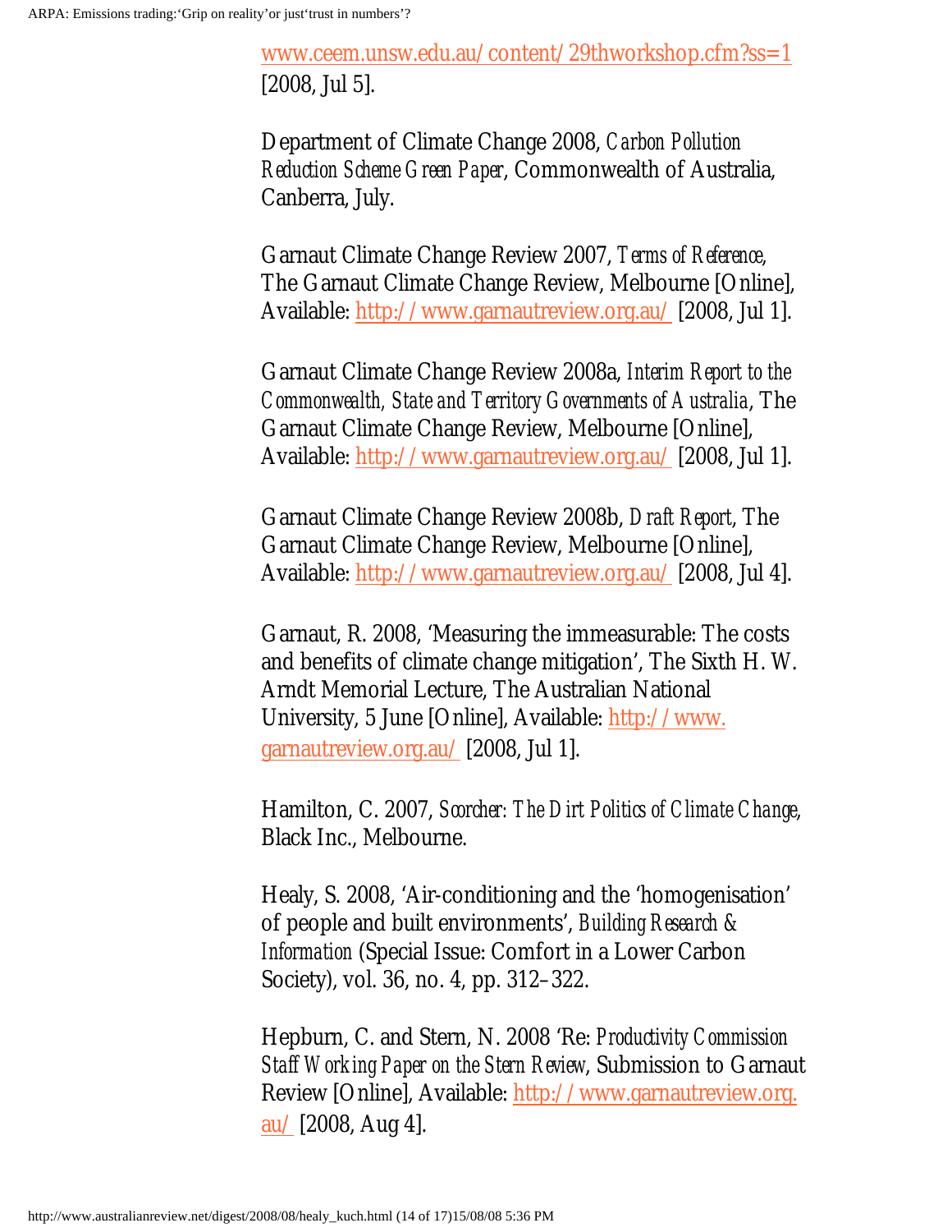www.ceem.unsw.edu.au/content/29thworkshop.cfm?ss=1 [2008, Jul 5].

Department of Climate Change 2008, *Carbon Pollution Reduction Scheme Green Paper*, Commonwealth of Australia, Canberra, July.

Garnaut Climate Change Review 2007, *Terms of Reference*, The Garnaut Climate Change Review, Melbourne [Online], Available: http://www.garnautreview.org.au/ [2008, Jul 1].

Garnaut Climate Change Review 2008a, *Interim Report to the Commonwealth, State and Territory Governments of Australia*, The Garnaut Climate Change Review, Melbourne [Online], Available: http://www.garnautreview.org.au/ [2008, Jul 1].

Garnaut Climate Change Review 2008b, *Draft Report*, The Garnaut Climate Change Review, Melbourne [Online], Available: http://www.garnautreview.org.au/ [2008, Jul 4].

Garnaut, R. 2008, 'Measuring the immeasurable: The costs and benefits of climate change mitigation', The Sixth H. W. Arndt Memorial Lecture, The Australian National University, 5 June [Online], Available: http://www.garnautreview.org.au/ [2008, Jul 1].

Hamilton, C. 2007, *Scorcher: The Dirt Politics of Climate Change*, Black Inc., Melbourne.

Healy, S. 2008, 'Air-conditioning and the 'homogenisation' of people and built environments', *Building Research & Information* (Special Issue: Comfort in a Lower Carbon Society), vol. 36, no. 4, pp. 312–322.

Hepburn, C. and Stern, N. 2008 'Re: *Productivity Commission Staff Working Paper on the Stern Review*, Submission to Garnaut Review [Online], Available: http://www.garnautreview.org.au/ [2008, Aug 4].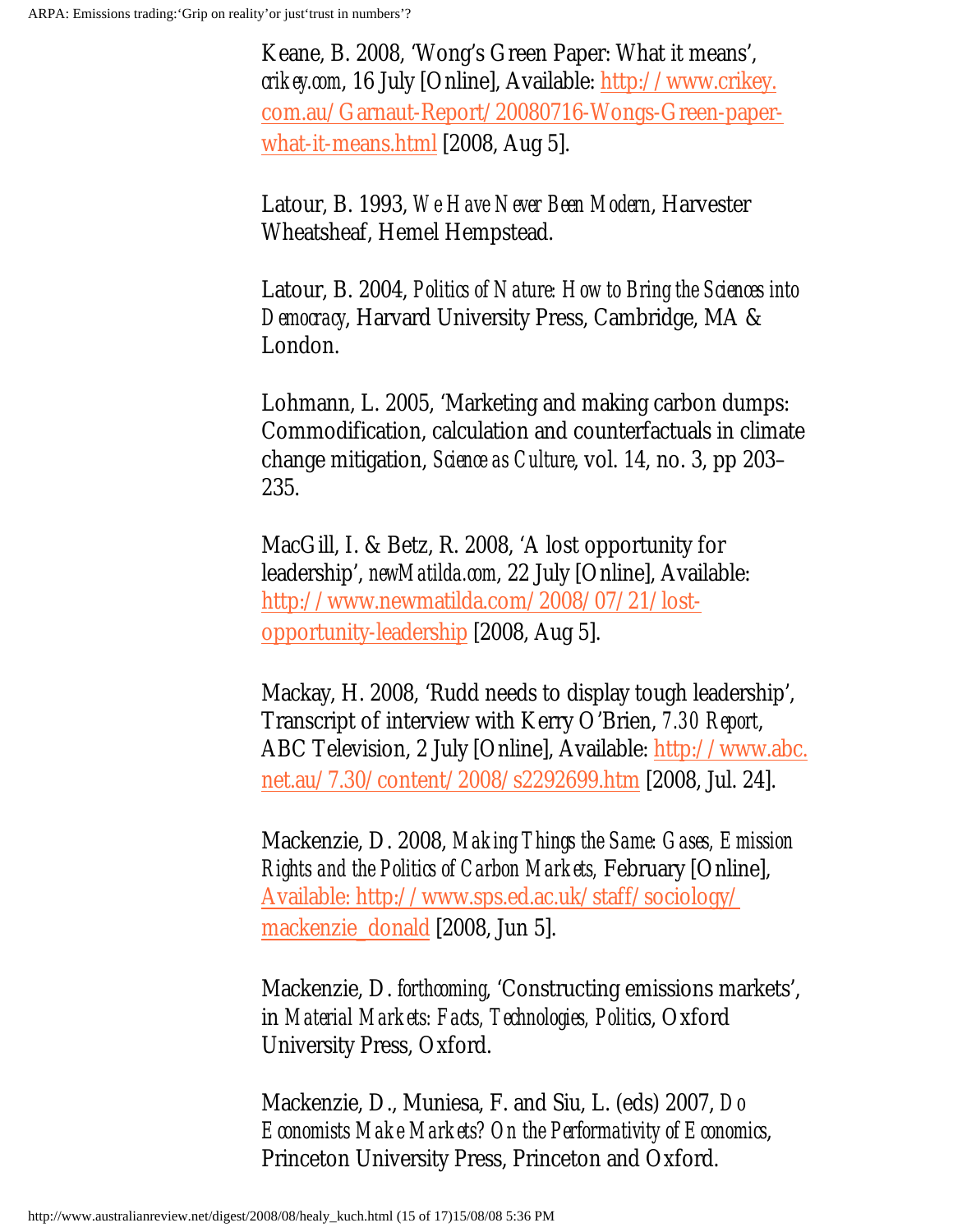Keane, B. 2008, 'Wong's Green Paper: What it means', *crikey.com*, 16 July [Online], Available: [http://www.crikey.com.au/Garnaut-Report/20080716-Wongs-Green-paper-what-it-means.html](http://www.crikey.com.au/Garnaut-Report/20080716-Wongs-Green-paper-what-it-means.html) [2008, Aug 5].

Latour, B. 1993, *We Have Never Been Modern*, Harvester Wheatsheaf, Hemel Hempstead.

Latour, B. 2004, *Politics of Nature: How to Bring the Sciences into Democracy*, Harvard University Press, Cambridge, MA & London.

Lohmann, L. 2005, 'Marketing and making carbon dumps: Commodification, calculation and counterfactuals in climate change mitigation, *Science as Culture*, vol. 14, no. 3, pp 203–235.

MacGill, I. & Betz, R. 2008, 'A lost opportunity for leadership', *newMatilda.com*, 22 July [Online], Available: [http://www.newmatilda.com/2008/07/21/lost-opportunity-leadership](http://www.newmatilda.com/2008/07/21/lost-opportunity-leadership) [2008, Aug 5].

Mackay, H. 2008, 'Rudd needs to display tough leadership', Transcript of interview with Kerry O'Brien, *7.30 Report*, ABC Television, 2 July [Online], Available: [http://www.abc.net.au/7.30/content/2008/s2292699.htm](http://www.abc.net.au/7.30/content/2008/s2292699.htm) [2008, Jul. 24].

Mackenzie, D. 2008, *Making Things the Same: Gases, Emission Rights and the Politics of Carbon Markets,* February [Online], [Available: http://www.sps.ed.ac.uk/staff/sociology/mackenzie_donald](http://www.sps.ed.ac.uk/staff/sociology/mackenzie_donald) [2008, Jun 5].

Mackenzie, D. *forthcoming*, 'Constructing emissions markets', in *Material Markets: Facts, Technologies, Politics*, Oxford University Press, Oxford.

Mackenzie, D., Muniesa, F. and Siu, L. (eds) 2007, *Do Economists Make Markets? On the Performativity of Economics*, Princeton University Press, Princeton and Oxford.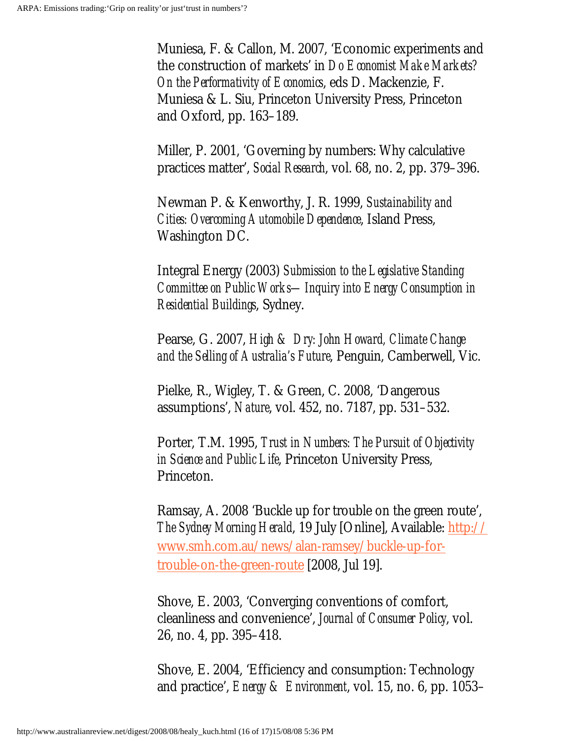Muniesa, F. & Callon, M. 2007, 'Economic experiments and the construction of markets' in *Do Economist Make Markets? On the Performativity of Economics*, eds D. Mackenzie, F. Muniesa & L. Siu, Princeton University Press, Princeton and Oxford, pp. 163–189.

Miller, P. 2001, 'Governing by numbers: Why calculative practices matter', *Social Research*, vol. 68, no. 2, pp. 379–396.

Newman P. & Kenworthy, J. R. 1999, *Sustainability and Cities: Overcoming Automobile Dependence*, Island Press, Washington DC.

Integral Energy (2003) *Submission to the Legislative Standing Committee on Public Works—Inquiry into Energy Consumption in Residential Buildings*, Sydney.

Pearse, G. 2007, *High & Dry: John Howard, Climate Change and the Selling of Australia's Future*, Penguin, Camberwell, Vic.

Pielke, R., Wigley, T. & Green, C. 2008, 'Dangerous assumptions', *Nature*, vol. 452, no. 7187, pp. 531–532.

Porter, T.M. 1995, *Trust in Numbers: The Pursuit of Objectivity in Science and Public Life*, Princeton University Press, Princeton.

Ramsay, A. 2008 'Buckle up for trouble on the green route', *The Sydney Morning Herald*, 19 July [Online], Available: [http://www.smh.com.au/news/alan-ramsey/buckle-up-for-trouble-on-the-green-route](http://www.smh.com.au/news/alan-ramsey/buckle-up-for-trouble-on-the-green-route) [2008, Jul 19].

Shove, E. 2003, 'Converging conventions of comfort, cleanliness and convenience', *Journal of Consumer Policy*, vol. 26, no. 4, pp. 395–418.

Shove, E. 2004, 'Efficiency and consumption: Technology and practice', *Energy & Environment*, vol. 15, no. 6, pp. 1053–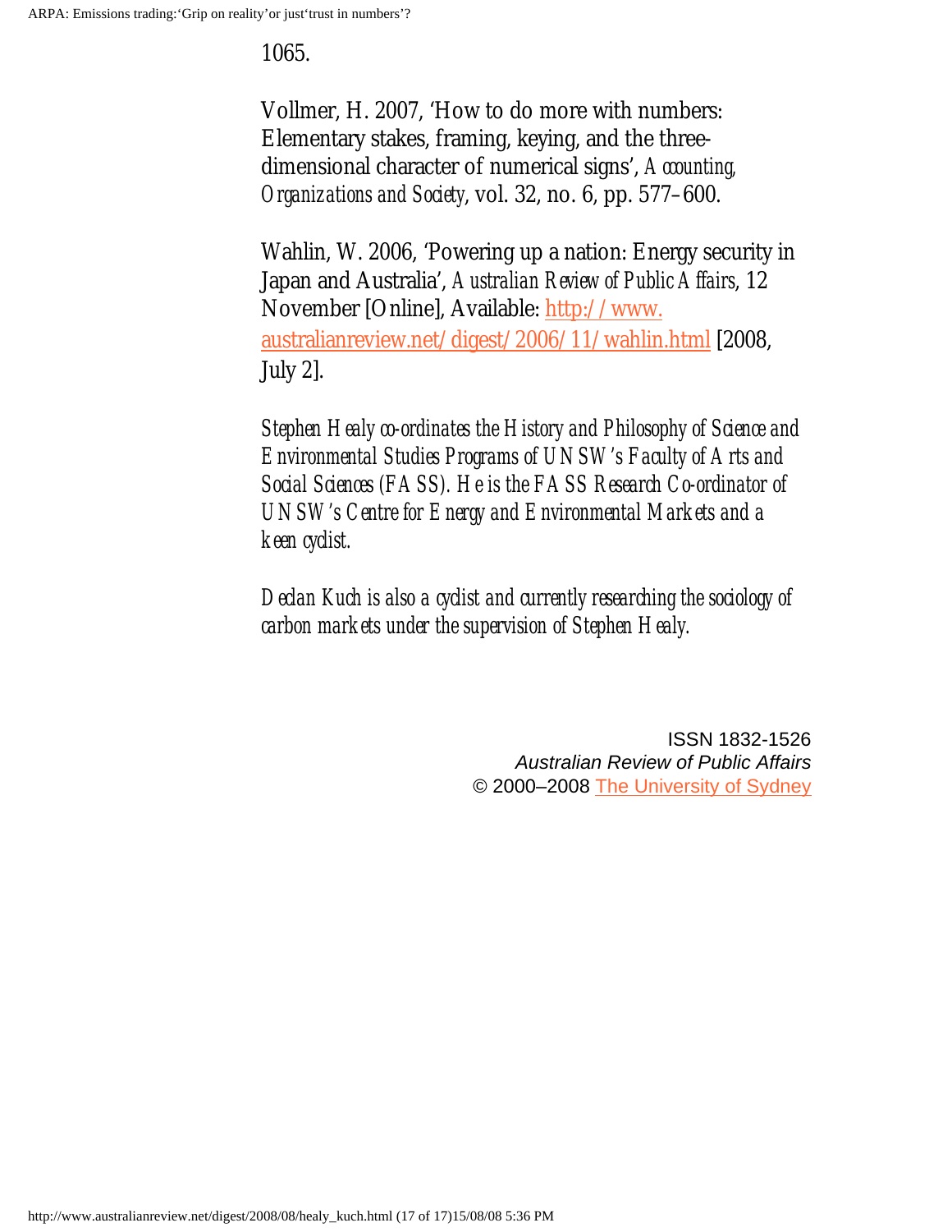1065.

Vollmer, H. 2007, 'How to do more with numbers: Elementary stakes, framing, keying, and the three-dimensional character of numerical signs', *Accounting, Organizations and Society*, vol. 32, no. 6, pp. 577–600.

Wahlin, W. 2006, 'Powering up a nation: Energy security in Japan and Australia', *Australian Review of Public Affairs*, 12 November [Online], Available: [http://www.australianreview.net/digest/2006/11/wahlin.html](http://www.australianreview.net/digest/2006/11/wahlin.html) [2008, July 2].

*Stephen Healy co-ordinates the History and Philosophy of Science and Environmental Studies Programs of UNSW's Faculty of Arts and Social Sciences (FASS). He is the FASS Research Co-ordinator of UNSW's Centre for Energy and Environmental Markets and a keen cyclist.*

*Declan Kuch is also a cyclist and currently researching the sociology of carbon markets under the supervision of Stephen Healy.*

ISSN 1832-1526
*Australian Review of Public Affairs*
© 2000–2008 [The University of Sydney]